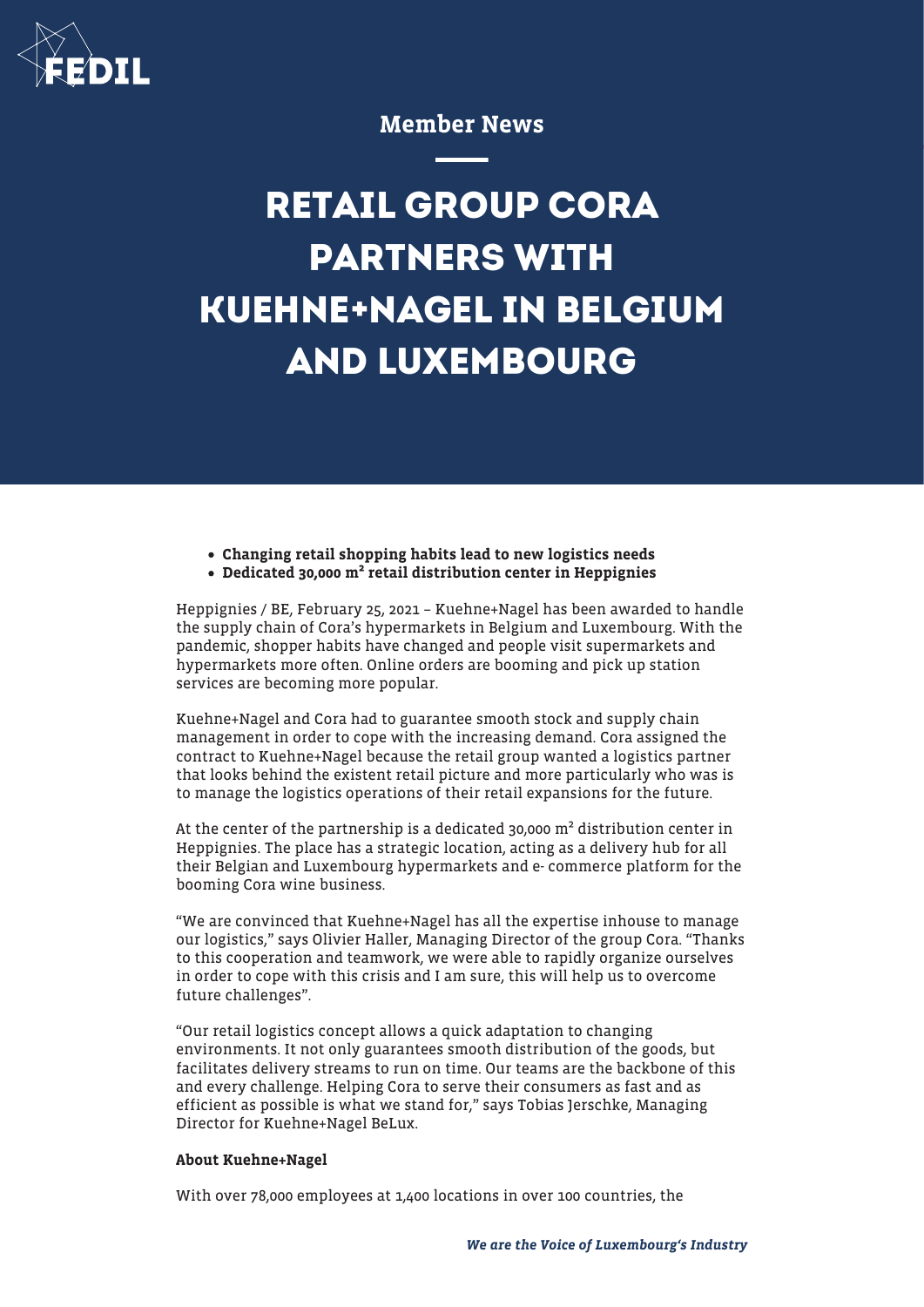Member News

# RETAIL GROUP CORA PARTNERS WITH KUEHNE+NAGEL IN BELGIUM AND LUXEMBOURG

- **Changing retail shopping habits lead to new logistics needs**
- **Dedicated 30,000 m² retail distribution center in Heppignies**

Heppignies / BE, February 25, 2021 – Kuehne+Nagel has been awarded to handle the supply chain of Cora's hypermarkets in Belgium and Luxembourg. With the pandemic, shopper habits have changed and people visit supermarkets and hypermarkets more often. Online orders are booming and pick up station services are becoming more popular.

Kuehne+Nagel and Cora had to guarantee smooth stock and supply chain management in order to cope with the increasing demand. Cora assigned the contract to Kuehne+Nagel because the retail group wanted a logistics partner that looks behind the existent retail picture and more particularly who was is to manage the logistics operations of their retail expansions for the future.

At the center of the partnership is a dedicated 30,000 m² distribution center in Heppignies. The place has a strategic location, acting as a delivery hub for all their Belgian and Luxembourg hypermarkets and e- commerce platform for the booming Cora wine business.

"We are convinced that Kuehne+Nagel has all the expertise inhouse to manage our logistics," says Olivier Haller, Managing Director of the group Cora. "Thanks to this cooperation and teamwork, we were able to rapidly organize ourselves in order to cope with this crisis and I am sure, this will help us to overcome future challenges".

"Our retail logistics concept allows a quick adaptation to changing environments. It not only guarantees smooth distribution of the goods, but facilitates delivery streams to run on time. Our teams are the backbone of this and every challenge. Helping Cora to serve their consumers as fast and as efficient as possible is what we stand for," says Tobias Jerschke, Managing Director for Kuehne+Nagel BeLux.

**About Kuehne+Nagel**

With over 78,000 employees at 1,400 locations in over 100 countries, the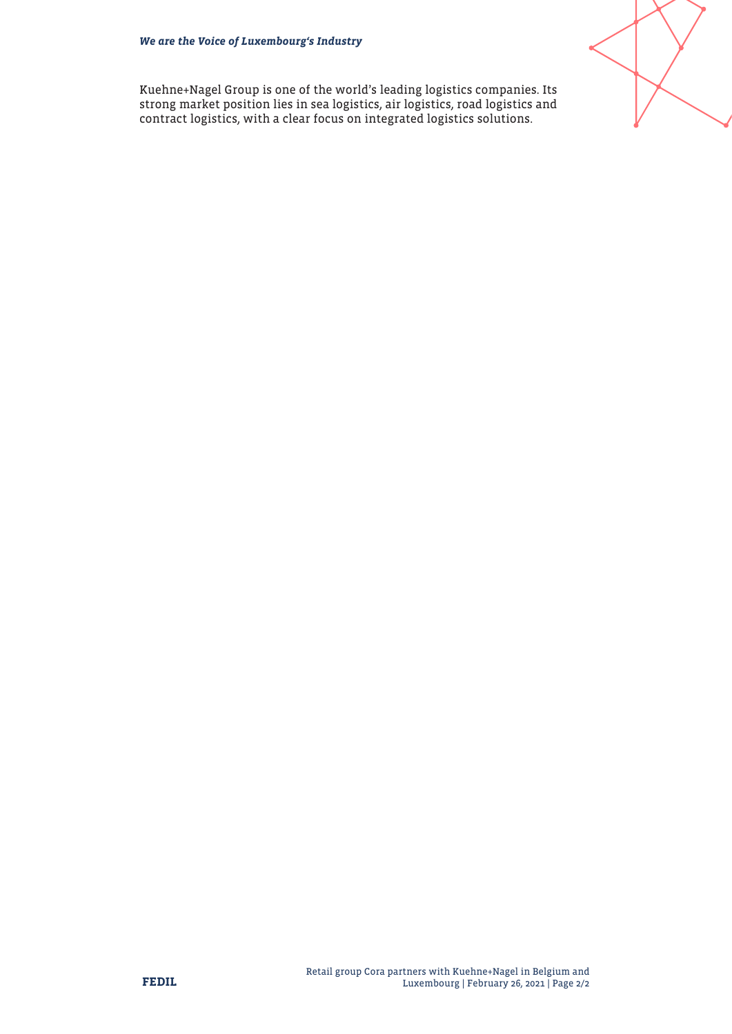Kuehne+Nagel Group is one of the world's leading logistics companies. Its strong market position lies in sea logistics, air logistics, road logistics and contract logistics, with a clear focus on integrated logistics solutions.